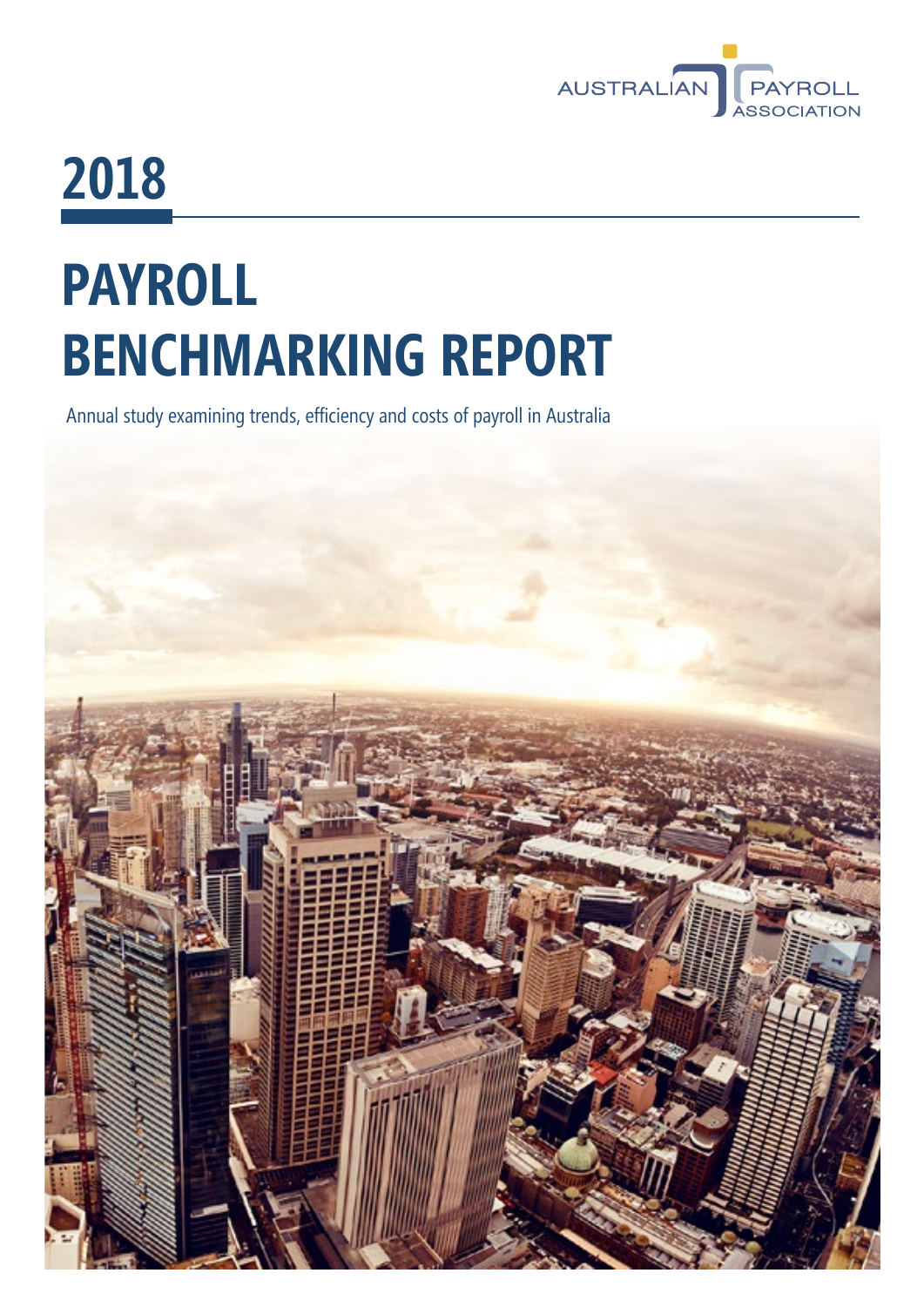AUSTRALIAN PAYROLL ASSOCIATION

# 2018

# PAYROLL BENCHMARKING REPORT

Annual study examining trends, efficiency and costs of payroll in Australia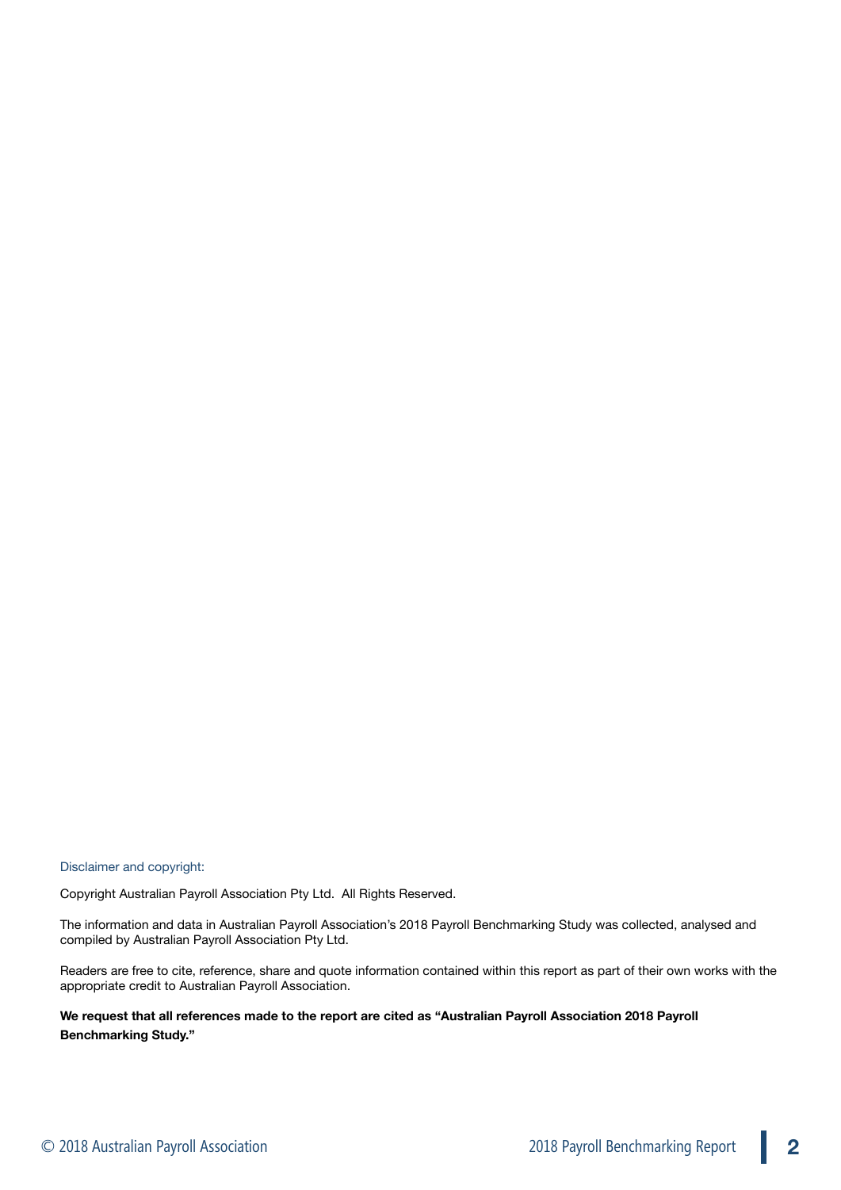Disclaimer and copyright:

Copyright Australian Payroll Association Pty Ltd.  All Rights Reserved.

The information and data in Australian Payroll Association's 2018 Payroll Benchmarking Study was collected, analysed and compiled by Australian Payroll Association Pty Ltd.

Readers are free to cite, reference, share and quote information contained within this report as part of their own works with the appropriate credit to Australian Payroll Association.

**We request that all references made to the report are cited as "Australian Payroll Association 2018 Payroll Benchmarking Study."**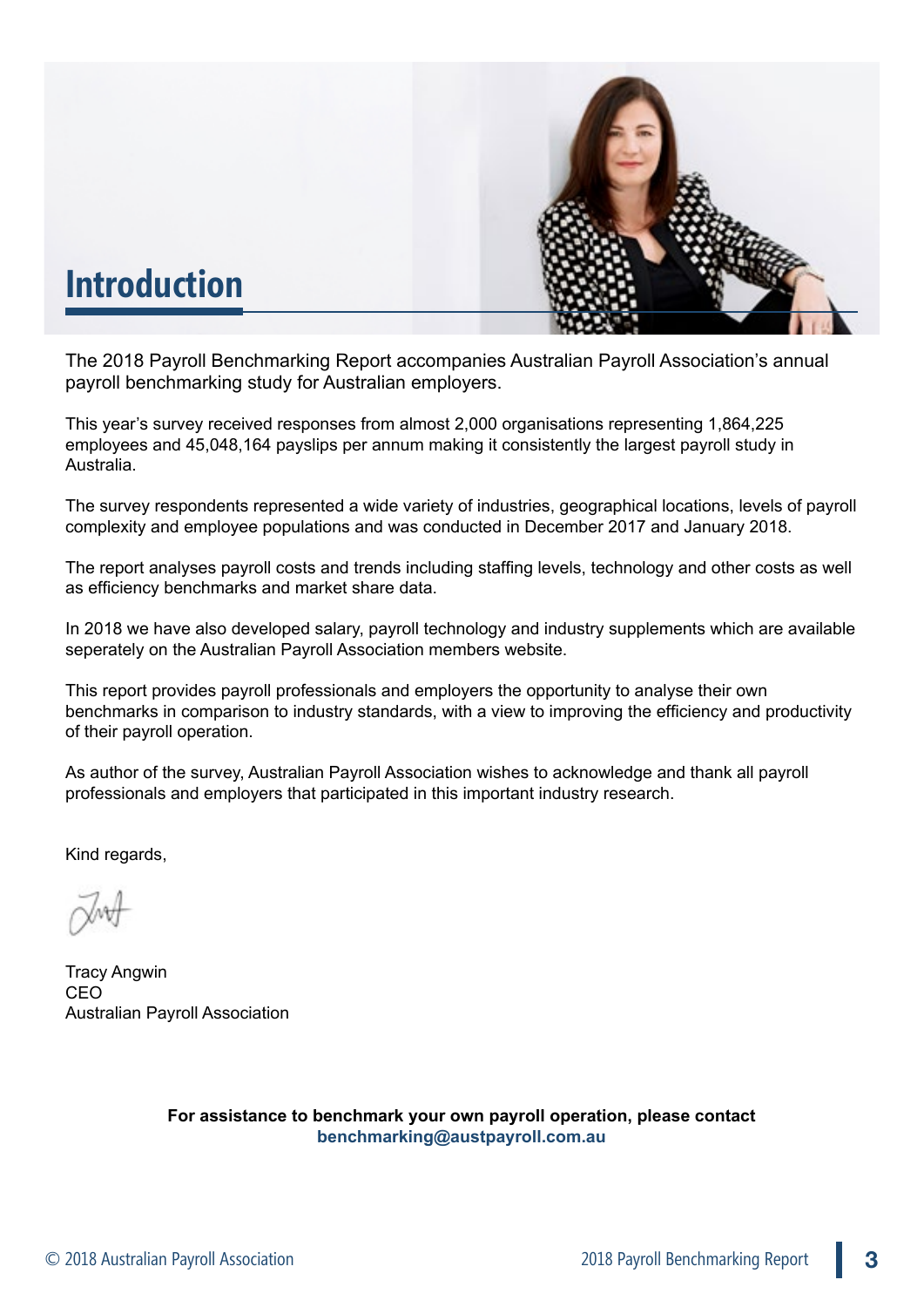# Introduction

The 2018 Payroll Benchmarking Report accompanies Australian Payroll Association's annual payroll benchmarking study for Australian employers.

This year's survey received responses from almost 2,000 organisations representing 1,864,225 employees and 45,048,164 payslips per annum making it consistently the largest payroll study in Australia.

The survey respondents represented a wide variety of industries, geographical locations, levels of payroll complexity and employee populations and was conducted in December 2017 and January 2018.

The report analyses payroll costs and trends including staffing levels, technology and other costs as well as efficiency benchmarks and market share data.

In 2018 we have also developed salary, payroll technology and industry supplements which are available seperately on the Australian Payroll Association members website.

This report provides payroll professionals and employers the opportunity to analyse their own benchmarks in comparison to industry standards, with a view to improving the efficiency and productivity of their payroll operation.

As author of the survey, Australian Payroll Association wishes to acknowledge and thank all payroll professionals and employers that participated in this important industry research.

Kind regards,

Tracy Angwin
CEO
Australian Payroll Association

**For assistance to benchmark your own payroll operation, please contact benchmarking@austpayroll.com.au**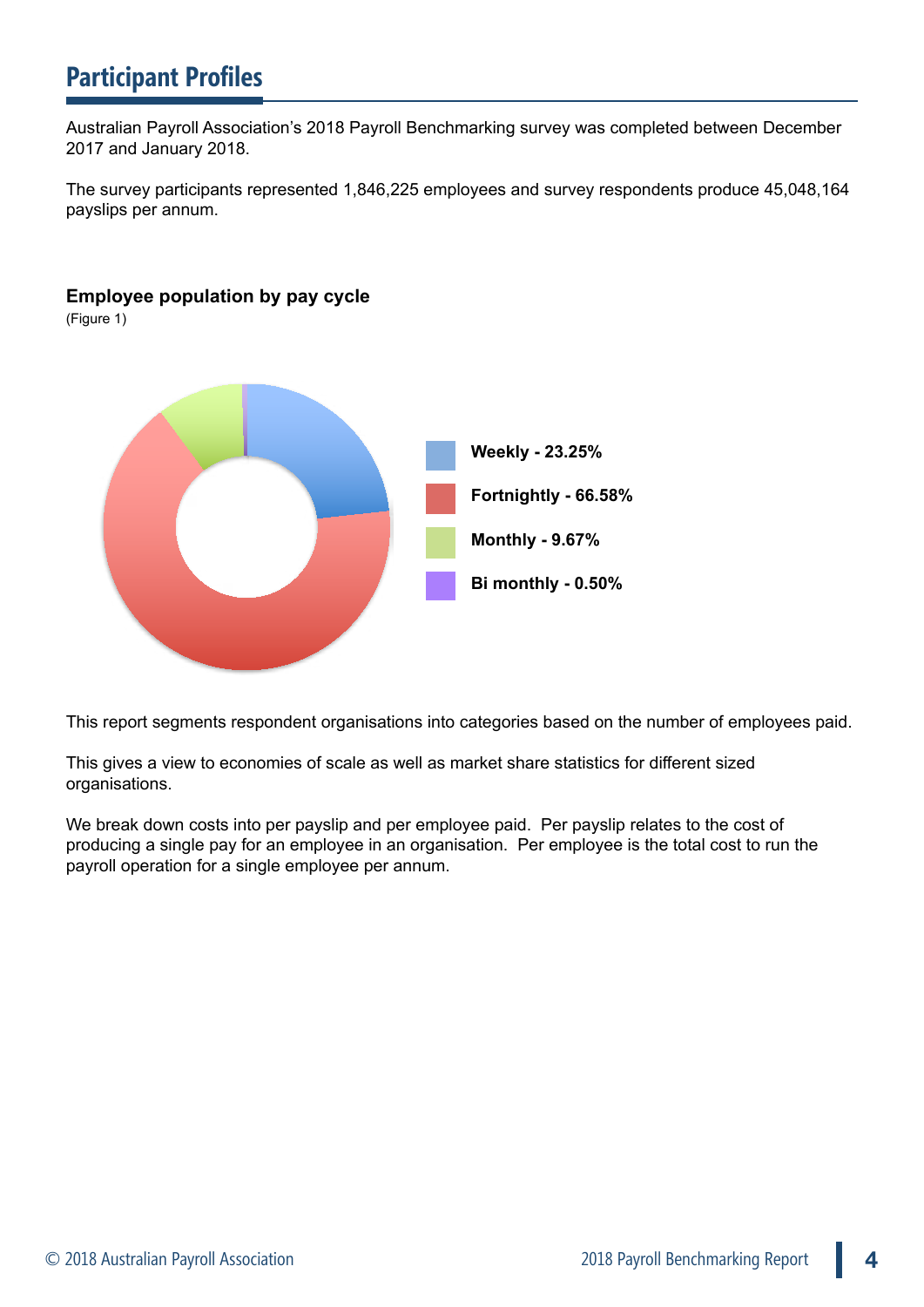## Participant Profiles

Australian Payroll Association's 2018 Payroll Benchmarking survey was completed between December 2017 and January 2018.

The survey participants represented 1,846,225 employees and survey respondents produce 45,048,164 payslips per annum.

**Employee population by pay cycle**

(Figure 1)

**Weekly - 23.25%**

**Fortnightly - 66.58%**

**Monthly - 9.67%**

**Bi monthly - 0.50%**

This report segments respondent organisations into categories based on the number of employees paid.

This gives a view to economies of scale as well as market share statistics for different sized organisations.

We break down costs into per payslip and per employee paid. Per payslip relates to the cost of producing a single pay for an employee in an organisation. Per employee is the total cost to run the payroll operation for a single employee per annum.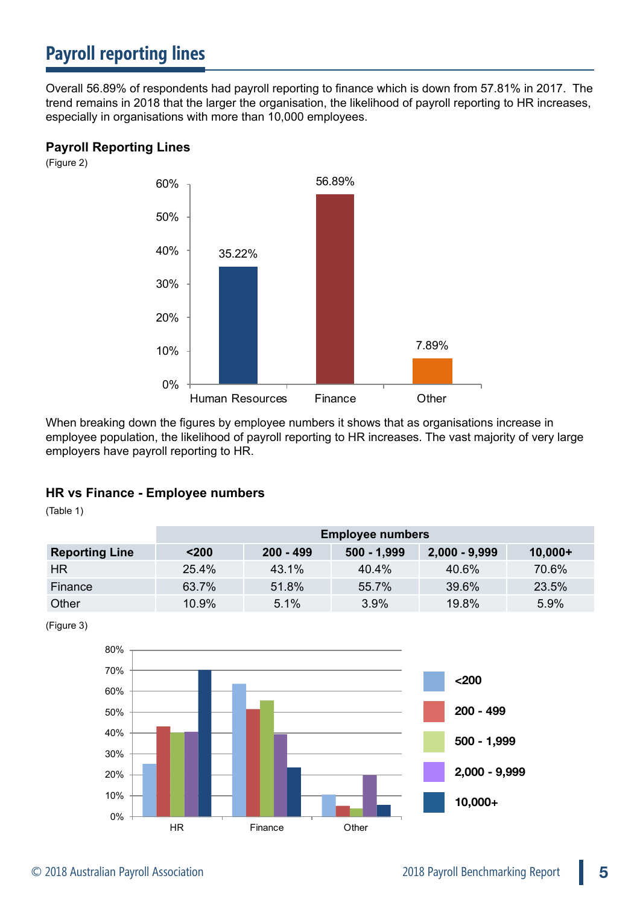## Payroll reporting lines

Overall 56.89% of respondents had payroll reporting to finance which is down from 57.81% in 2017. The trend remains in 2018 that the larger the organisation, the likelihood of payroll reporting to HR increases, especially in organisations with more than 10,000 employees.

### Payroll Reporting Lines

(Figure 2)

When breaking down the figures by employee numbers it shows that as organisations increase in employee population, the likelihood of payroll reporting to HR increases. The vast majority of very large employers have payroll reporting to HR.

### HR vs Finance - Employee numbers

(Table 1)

| | Employee numbers | | | | |
|---|---|---|---|---|---|
| **Reporting Line** | **<200** | **200 - 499** | **500 - 1,999** | **2,000 - 9,999** | **10,000+** |
| HR | 25.4% | 43.1% | 40.4% | 40.6% | 70.6% |
| Finance | 63.7% | 51.8% | 55.7% | 39.6% | 23.5% |
| Other | 10.9% | 5.1% | 3.9% | 19.8% | 5.9% |

(Figure 3)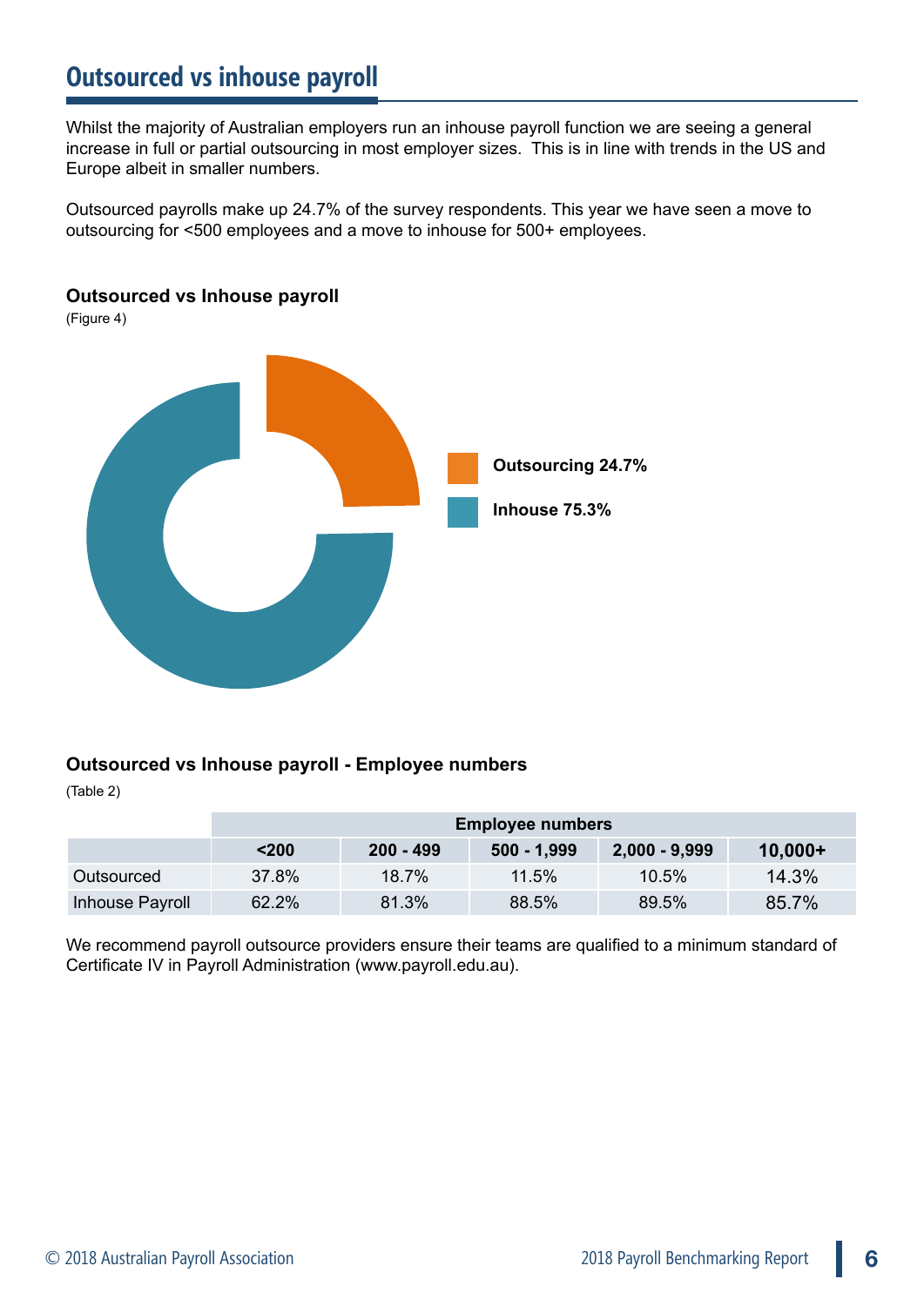# Outsourced vs inhouse payroll

Whilst the majority of Australian employers run an inhouse payroll function we are seeing a general increase in full or partial outsourcing in most employer sizes. This is in line with trends in the US and Europe albeit in smaller numbers.

Outsourced payrolls make up 24.7% of the survey respondents. This year we have seen a move to outsourcing for <500 employees and a move to inhouse for 500+ employees.

**Outsourced vs Inhouse payroll**

(Figure 4)

Outsourcing 24.7%

Inhouse 75.3%

**Outsourced vs Inhouse payroll - Employee numbers**

(Table 2)

| | Employee numbers | | | | |
|---|---|---|---|---|---|
| | **<200** | **200 - 499** | **500 - 1,999** | **2,000 - 9,999** | **10,000+** |
| Outsourced | 37.8% | 18.7% | 11.5% | 10.5% | 14.3% |
| Inhouse Payroll | 62.2% | 81.3% | 88.5% | 89.5% | 85.7% |

We recommend payroll outsource providers ensure their teams are qualified to a minimum standard of Certificate IV in Payroll Administration (www.payroll.edu.au).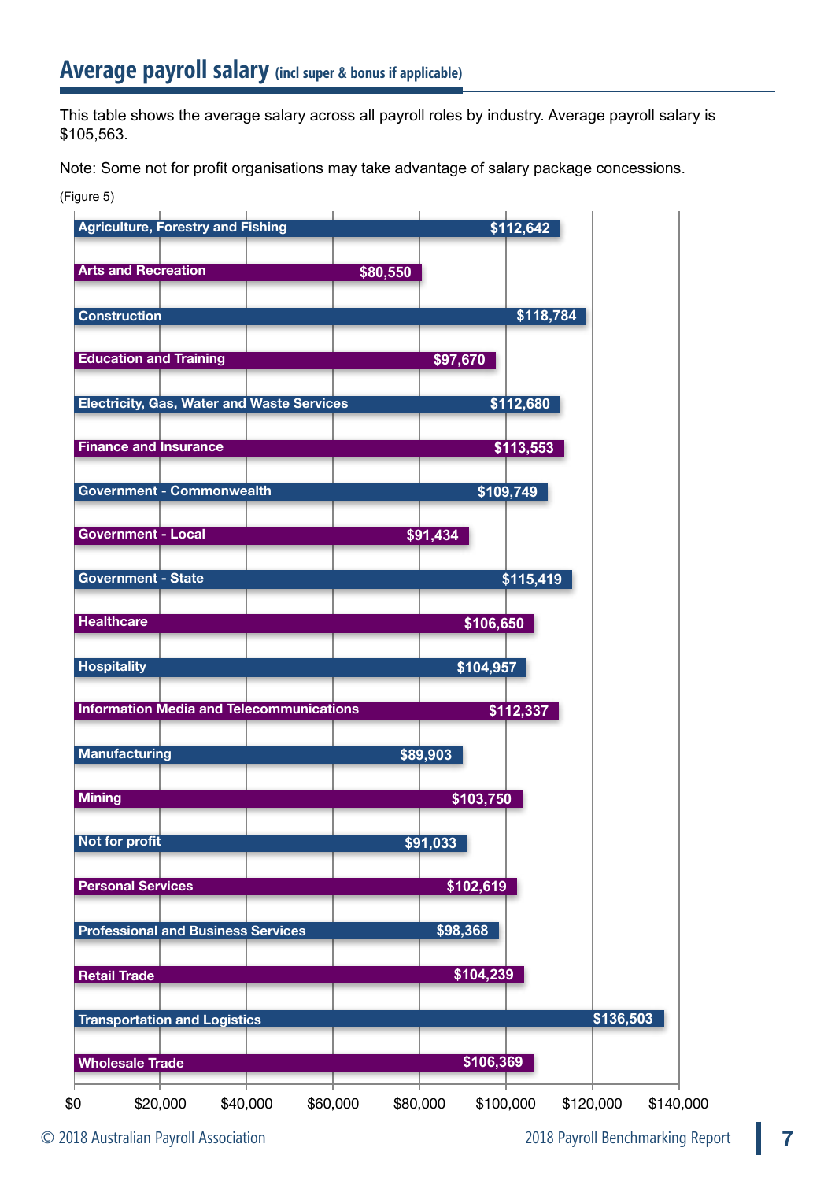## Average payroll salary (incl super & bonus if applicable)

This table shows the average salary across all payroll roles by industry. Average payroll salary is $105,563.

Note: Some not for profit organisations may take advantage of salary package concessions.

(Figure 5)

| Industry | Average salary |
| --- | --- |
| Agriculture, Forestry and Fishing | $112,642 |
| Arts and Recreation | $80,550 |
| Construction | $118,784 |
| Education and Training | $97,670 |
| Electricity, Gas, Water and Waste Services | $112,680 |
| Finance and Insurance | $113,553 |
| Government - Commonwealth | $109,749 |
| Government - Local | $91,434 |
| Government - State | $115,419 |
| Healthcare | $106,650 |
| Hospitality | $104,957 |
| Information Media and Telecommunications | $112,337 |
| Manufacturing | $89,903 |
| Mining | $103,750 |
| Not for profit | $91,033 |
| Personal Services | $102,619 |
| Professional and Business Services | $98,368 |
| Retail Trade | $104,239 |
| Transportation and Logistics | $136,503 |
| Wholesale Trade | $106,369 |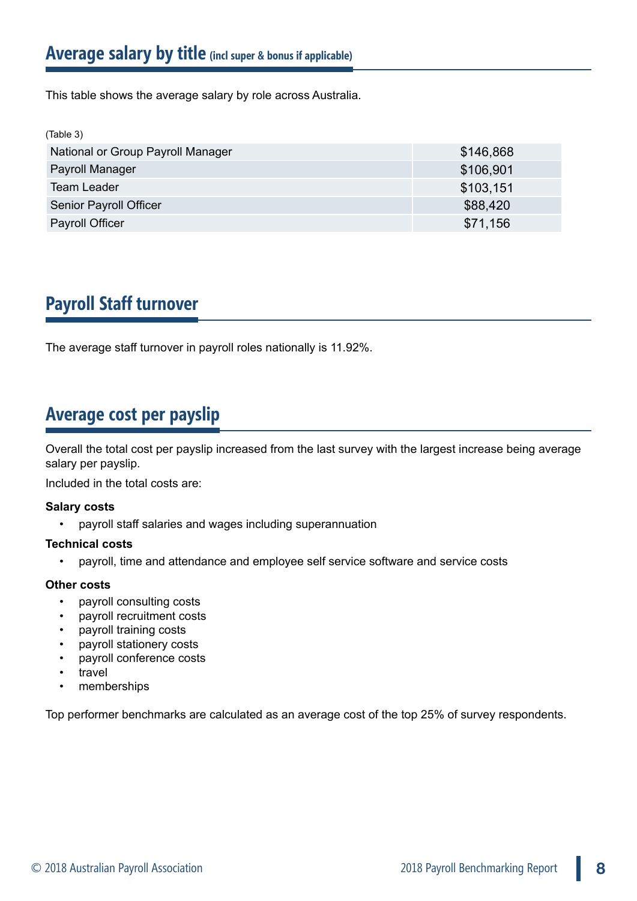## Average salary by title (incl super & bonus if applicable)

This table shows the average salary by role across Australia.

(Table 3)

| Role | Average salary |
|---|---|
| National or Group Payroll Manager | $146,868 |
| Payroll Manager | $106,901 |
| Team Leader | $103,151 |
| Senior Payroll Officer | $88,420 |
| Payroll Officer | $71,156 |

## Payroll Staff turnover

The average staff turnover in payroll roles nationally is 11.92%.

## Average cost per payslip

Overall the total cost per payslip increased from the last survey with the largest increase being average salary per payslip.

Included in the total costs are:

**Salary costs**

- payroll staff salaries and wages including superannuation

**Technical costs**

- payroll, time and attendance and employee self service software and service costs

**Other costs**

- payroll consulting costs
- payroll recruitment costs
- payroll training costs
- payroll stationery costs
- payroll conference costs
- travel
- memberships

Top performer benchmarks are calculated as an average cost of the top 25% of survey respondents.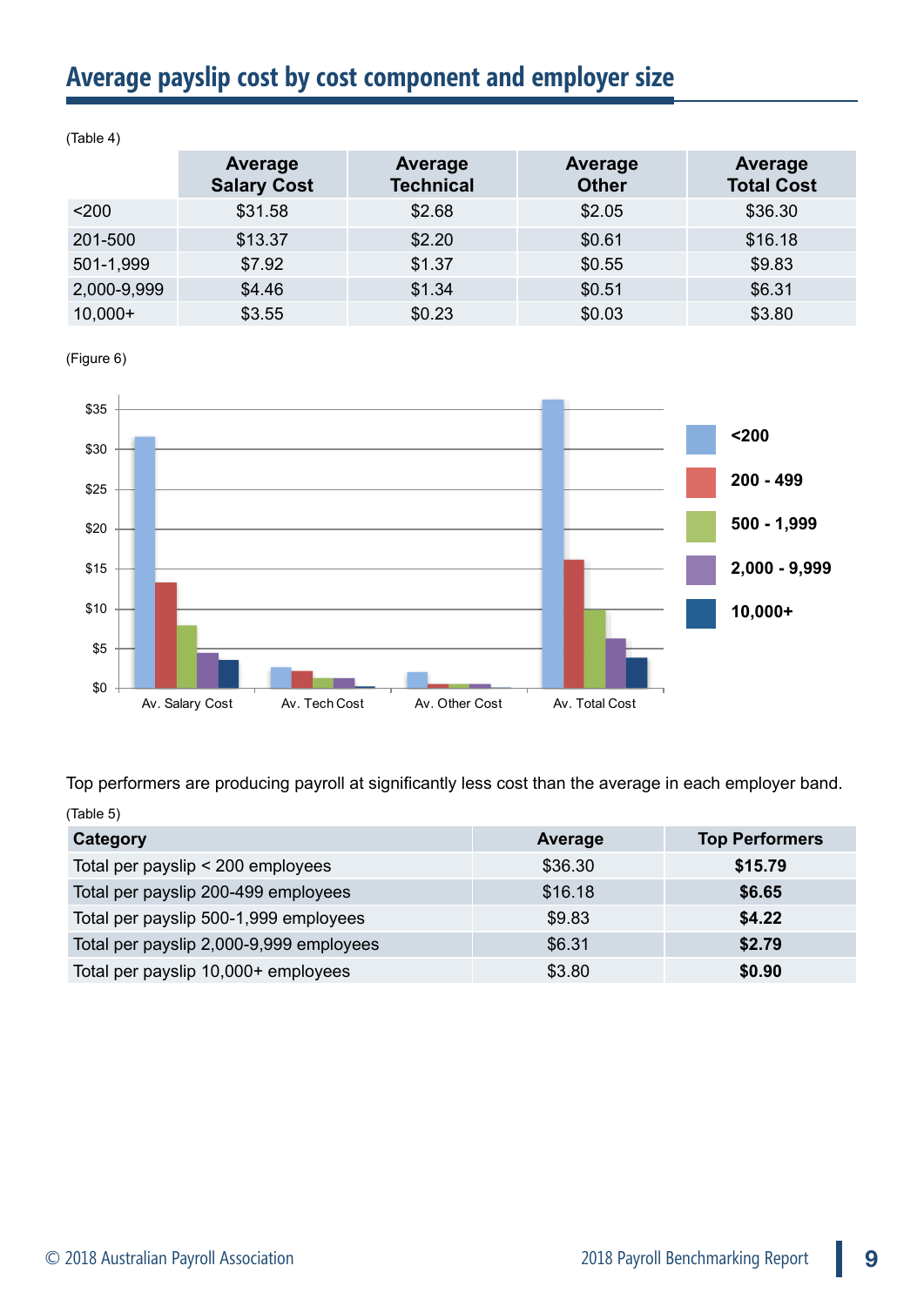## Average payslip cost by cost component and employer size

(Table 4)

| | Average Salary Cost | Average Technical | Average Other | Average Total Cost |
|---|---|---|---|---|
| <200 | $31.58 | $2.68 | $2.05 | $36.30 |
| 201-500 | $13.37 | $2.20 | $0.61 | $16.18 |
| 501-1,999 | $7.92 | $1.37 | $0.55 | $9.83 |
| 2,000-9,999 | $4.46 | $1.34 | $0.51 | $6.31 |
| 10,000+ | $3.55 | $0.23 | $0.03 | $3.80 |

(Figure 6)

Top performers are producing payroll at significantly less cost than the average in each employer band.

(Table 5)

| Category | Average | Top Performers |
|---|---|---|
| Total per payslip < 200 employees | $36.30 | **$15.79** |
| Total per payslip 200-499 employees | $16.18 | **$6.65** |
| Total per payslip 500-1,999 employees | $9.83 | **$4.22** |
| Total per payslip 2,000-9,999 employees | $6.31 | **$2.79** |
| Total per payslip 10,000+ employees | $3.80 | **$0.90** |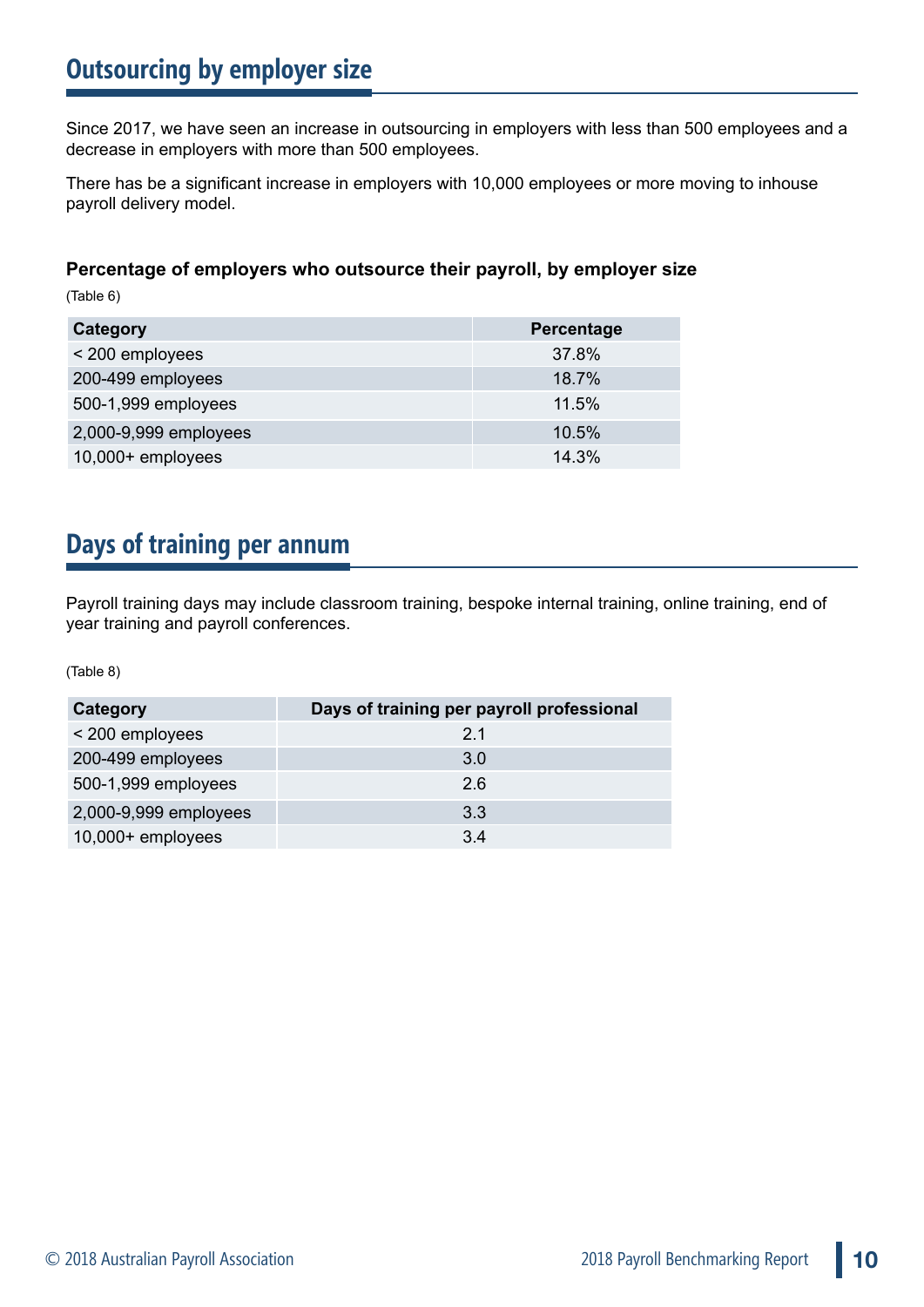## Outsourcing by employer size

Since 2017, we have seen an increase in outsourcing in employers with less than 500 employees and a decrease in employers with more than 500 employees.

There has be a significant increase in employers with 10,000 employees or more moving to inhouse payroll delivery model.

**Percentage of employers who outsource their payroll, by employer size**

(Table 6)

| Category | Percentage |
|---|---|
| < 200 employees | 37.8% |
| 200-499 employees | 18.7% |
| 500-1,999 employees | 11.5% |
| 2,000-9,999 employees | 10.5% |
| 10,000+ employees | 14.3% |

## Days of training per annum

Payroll training days may include classroom training, bespoke internal training, online training, end of year training and payroll conferences.

(Table 8)

| Category | Days of training per payroll professional |
|---|---|
| < 200 employees | 2.1 |
| 200-499 employees | 3.0 |
| 500-1,999 employees | 2.6 |
| 2,000-9,999 employees | 3.3 |
| 10,000+ employees | 3.4 |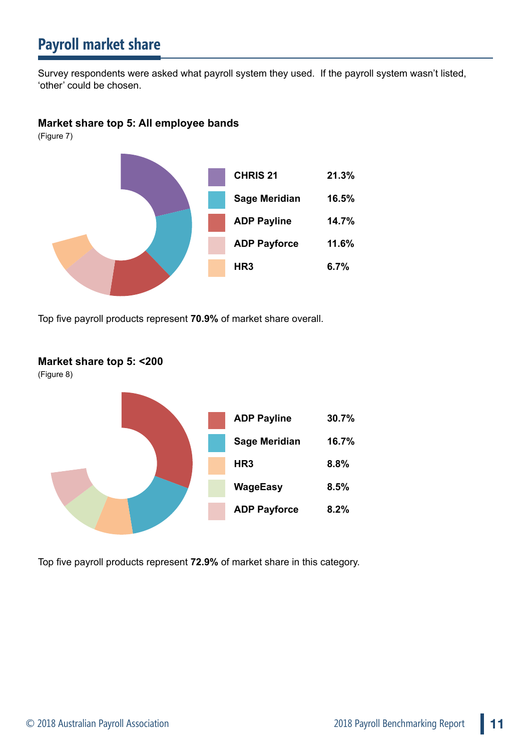## Payroll market share

Survey respondents were asked what payroll system they used. If the payroll system wasn't listed, 'other' could be chosen.

**Market share top 5: All employee bands**

(Figure 7)

| Payroll system | Market share |
|---|---|
| CHRIS 21 | 21.3% |
| Sage Meridian | 16.5% |
| ADP Payline | 14.7% |
| ADP Payforce | 11.6% |
| HR3 | 6.7% |

Top five payroll products represent **70.9%** of market share overall.

**Market share top 5: <200**

(Figure 8)

| Payroll system | Market share |
|---|---|
| ADP Payline | 30.7% |
| Sage Meridian | 16.7% |
| HR3 | 8.8% |
| WageEasy | 8.5% |
| ADP Payforce | 8.2% |

Top five payroll products represent **72.9%** of market share in this category.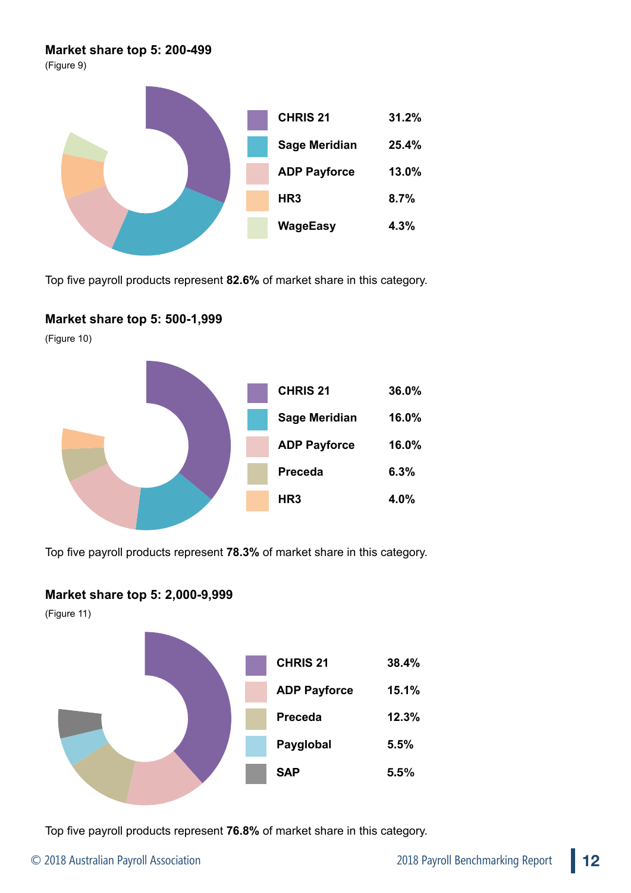### Market share top 5: 200-499

(Figure 9)

| Product | Share |
|---|---|
| CHRIS 21 | 31.2% |
| Sage Meridian | 25.4% |
| ADP Payforce | 13.0% |
| HR3 | 8.7% |
| WageEasy | 4.3% |

Top five payroll products represent **82.6%** of market share in this category.

### Market share top 5: 500-1,999

(Figure 10)

| Product | Share |
|---|---|
| CHRIS 21 | 36.0% |
| Sage Meridian | 16.0% |
| ADP Payforce | 16.0% |
| Preceda | 6.3% |
| HR3 | 4.0% |

Top five payroll products represent **78.3%** of market share in this category.

### Market share top 5: 2,000-9,999

(Figure 11)

| Product | Share |
|---|---|
| CHRIS 21 | 38.4% |
| ADP Payforce | 15.1% |
| Preceda | 12.3% |
| Payglobal | 5.5% |
| SAP | 5.5% |

Top five payroll products represent **76.8%** of market share in this category.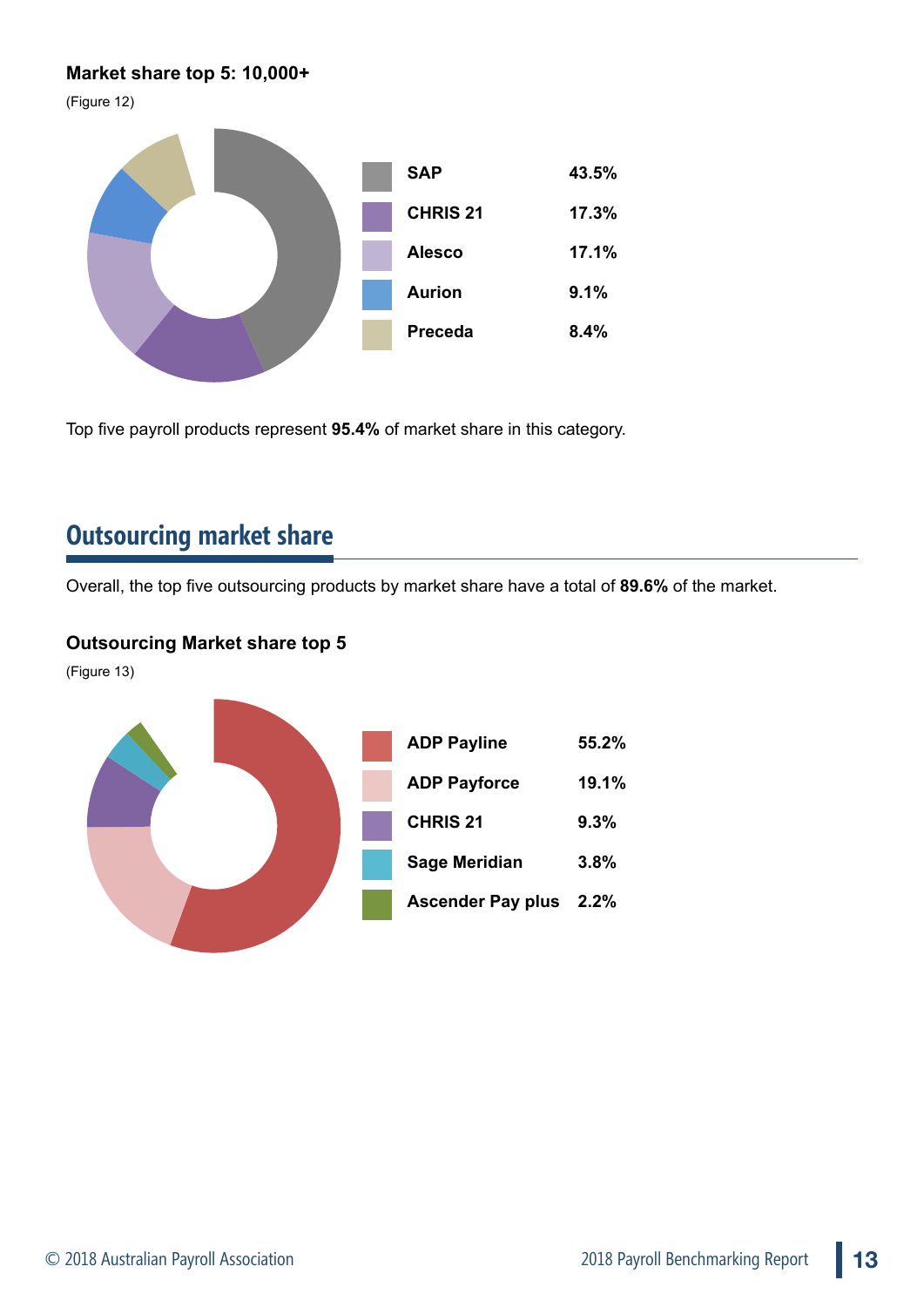**Market share top 5: 10,000+**

(Figure 12)

| | |
|---|---|
| SAP | 43.5% |
| CHRIS 21 | 17.3% |
| Alesco | 17.1% |
| Aurion | 9.1% |
| Preceda | 8.4% |

Top five payroll products represent **95.4%** of market share in this category.

## Outsourcing market share

Overall, the top five outsourcing products by market share have a total of **89.6%** of the market.

**Outsourcing Market share top 5**

(Figure 13)

| | |
|---|---|
| ADP Payline | 55.2% |
| ADP Payforce | 19.1% |
| CHRIS 21 | 9.3% |
| Sage Meridian | 3.8% |
| Ascender Pay plus | 2.2% |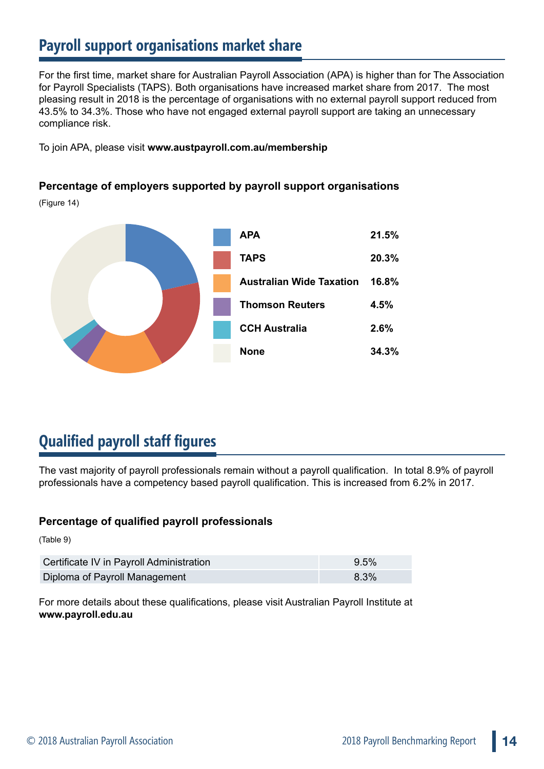## Payroll support organisations market share

For the first time, market share for Australian Payroll Association (APA) is higher than for The Association for Payroll Specialists (TAPS). Both organisations have increased market share from 2017. The most pleasing result in 2018 is the percentage of organisations with no external payroll support reduced from 43.5% to 34.3%. Those who have not engaged external payroll support are taking an unnecessary compliance risk.

To join APA, please visit **www.austpayroll.com.au/membership**

### Percentage of employers supported by payroll support organisations

(Figure 14)

| Organisation | Percentage |
|---|---|
| **APA** | **21.5%** |
| **TAPS** | **20.3%** |
| **Australian Wide Taxation** | **16.8%** |
| **Thomson Reuters** | **4.5%** |
| **CCH Australia** | **2.6%** |
| **None** | **34.3%** |

## Qualified payroll staff figures

The vast majority of payroll professionals remain without a payroll qualification. In total 8.9% of payroll professionals have a competency based payroll qualification. This is increased from 6.2% in 2017.

### Percentage of qualified payroll professionals

(Table 9)

| Qualification | Percentage |
|---|---|
| Certificate IV in Payroll Administration | 9.5% |
| Diploma of Payroll Management | 8.3% |

For more details about these qualifications, please visit Australian Payroll Institute at **www.payroll.edu.au**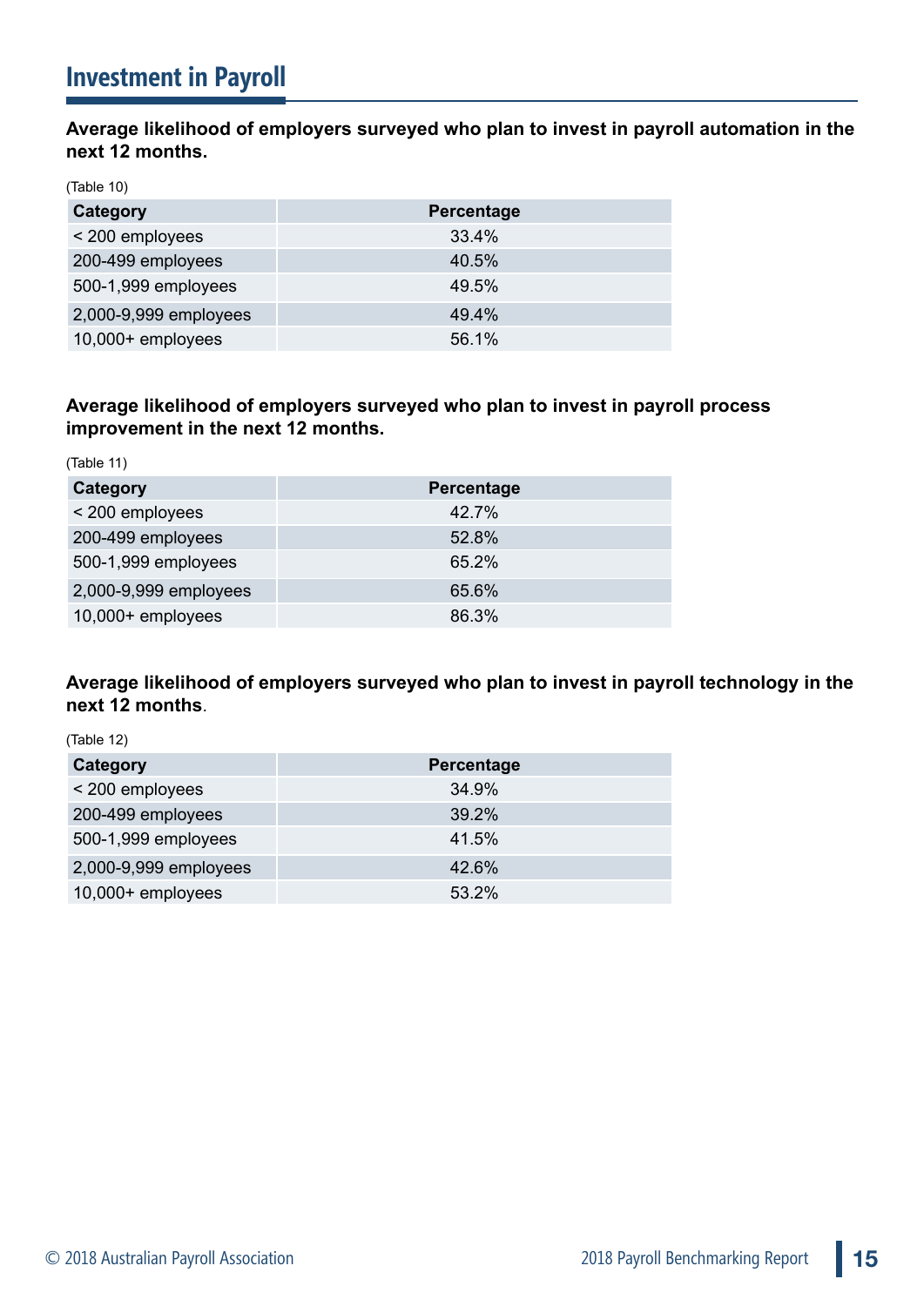## Investment in Payroll

**Average likelihood of employers surveyed who plan to invest in payroll automation in the next 12 months.**

(Table 10)

| Category | Percentage |
|---|---|
| < 200 employees | 33.4% |
| 200-499 employees | 40.5% |
| 500-1,999 employees | 49.5% |
| 2,000-9,999 employees | 49.4% |
| 10,000+ employees | 56.1% |

**Average likelihood of employers surveyed who plan to invest in payroll process improvement in the next 12 months.**

(Table 11)

| Category | Percentage |
|---|---|
| < 200 employees | 42.7% |
| 200-499 employees | 52.8% |
| 500-1,999 employees | 65.2% |
| 2,000-9,999 employees | 65.6% |
| 10,000+ employees | 86.3% |

**Average likelihood of employers surveyed who plan to invest in payroll technology in the next 12 months**.

(Table 12)

| Category | Percentage |
|---|---|
| < 200 employees | 34.9% |
| 200-499 employees | 39.2% |
| 500-1,999 employees | 41.5% |
| 2,000-9,999 employees | 42.6% |
| 10,000+ employees | 53.2% |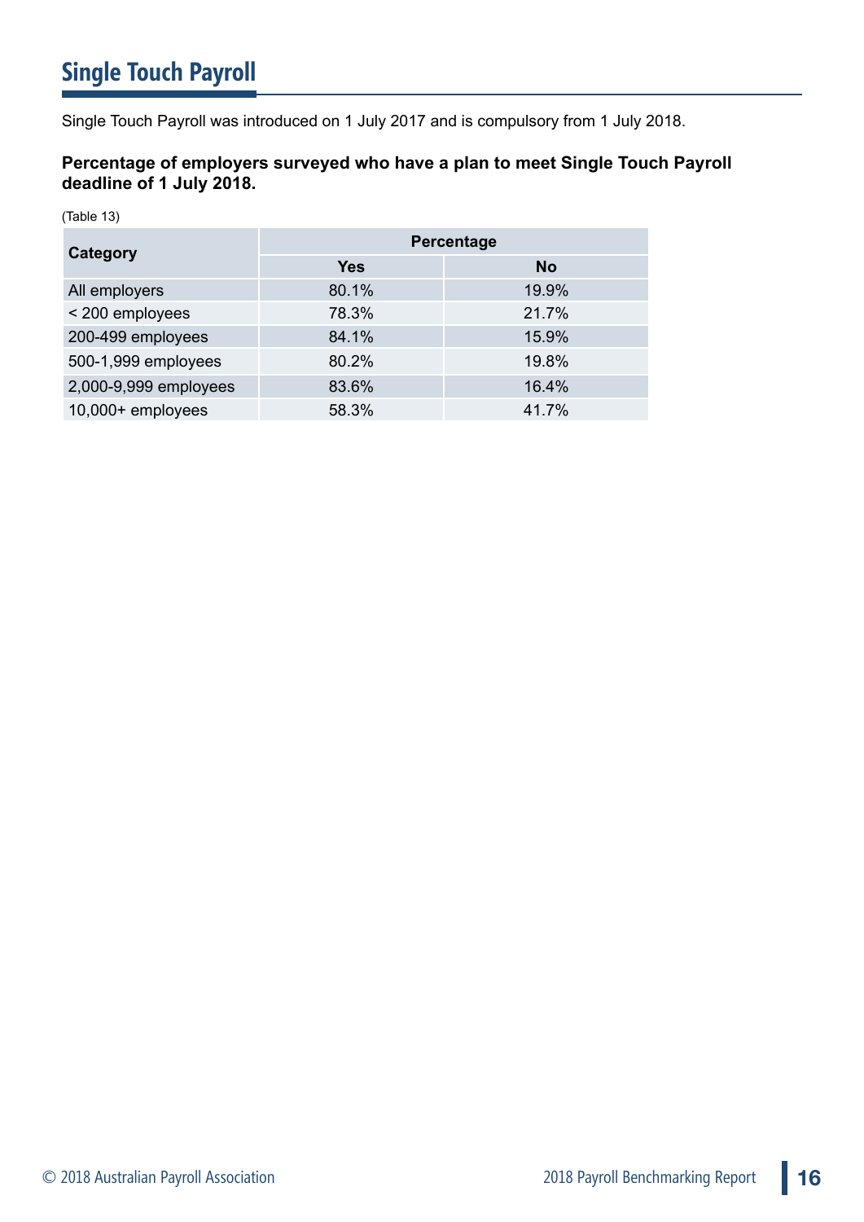# Single Touch Payroll

Single Touch Payroll was introduced on 1 July 2017 and is compulsory from 1 July 2018.

**Percentage of employers surveyed who have a plan to meet Single Touch Payroll deadline of 1 July 2018.**

(Table 13)

| Category | Percentage | |
|---|---|---|
| | Yes | No |
| All employers | 80.1% | 19.9% |
| < 200 employees | 78.3% | 21.7% |
| 200-499 employees | 84.1% | 15.9% |
| 500-1,999 employees | 80.2% | 19.8% |
| 2,000-9,999 employees | 83.6% | 16.4% |
| 10,000+ employees | 58.3% | 41.7% |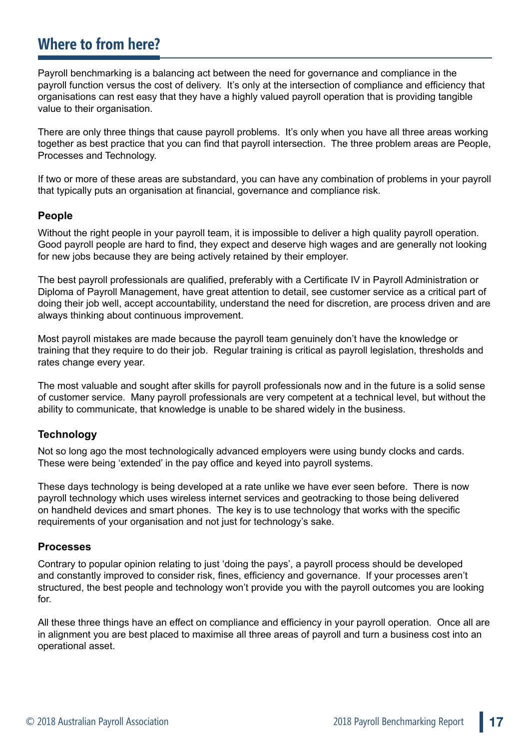## Where to from here?

Payroll benchmarking is a balancing act between the need for governance and compliance in the payroll function versus the cost of delivery. It's only at the intersection of compliance and efficiency that organisations can rest easy that they have a highly valued payroll operation that is providing tangible value to their organisation.

There are only three things that cause payroll problems. It's only when you have all three areas working together as best practice that you can find that payroll intersection. The three problem areas are People, Processes and Technology.

If two or more of these areas are substandard, you can have any combination of problems in your payroll that typically puts an organisation at financial, governance and compliance risk.

### People

Without the right people in your payroll team, it is impossible to deliver a high quality payroll operation. Good payroll people are hard to find, they expect and deserve high wages and are generally not looking for new jobs because they are being actively retained by their employer.

The best payroll professionals are qualified, preferably with a Certificate IV in Payroll Administration or Diploma of Payroll Management, have great attention to detail, see customer service as a critical part of doing their job well, accept accountability, understand the need for discretion, are process driven and are always thinking about continuous improvement.

Most payroll mistakes are made because the payroll team genuinely don't have the knowledge or training that they require to do their job. Regular training is critical as payroll legislation, thresholds and rates change every year.

The most valuable and sought after skills for payroll professionals now and in the future is a solid sense of customer service. Many payroll professionals are very competent at a technical level, but without the ability to communicate, that knowledge is unable to be shared widely in the business.

### Technology

Not so long ago the most technologically advanced employers were using bundy clocks and cards. These were being 'extended' in the pay office and keyed into payroll systems.

These days technology is being developed at a rate unlike we have ever seen before. There is now payroll technology which uses wireless internet services and geotracking to those being delivered on handheld devices and smart phones. The key is to use technology that works with the specific requirements of your organisation and not just for technology's sake.

### Processes

Contrary to popular opinion relating to just 'doing the pays', a payroll process should be developed and constantly improved to consider risk, fines, efficiency and governance. If your processes aren't structured, the best people and technology won't provide you with the payroll outcomes you are looking for.

All these three things have an effect on compliance and efficiency in your payroll operation. Once all are in alignment you are best placed to maximise all three areas of payroll and turn a business cost into an operational asset.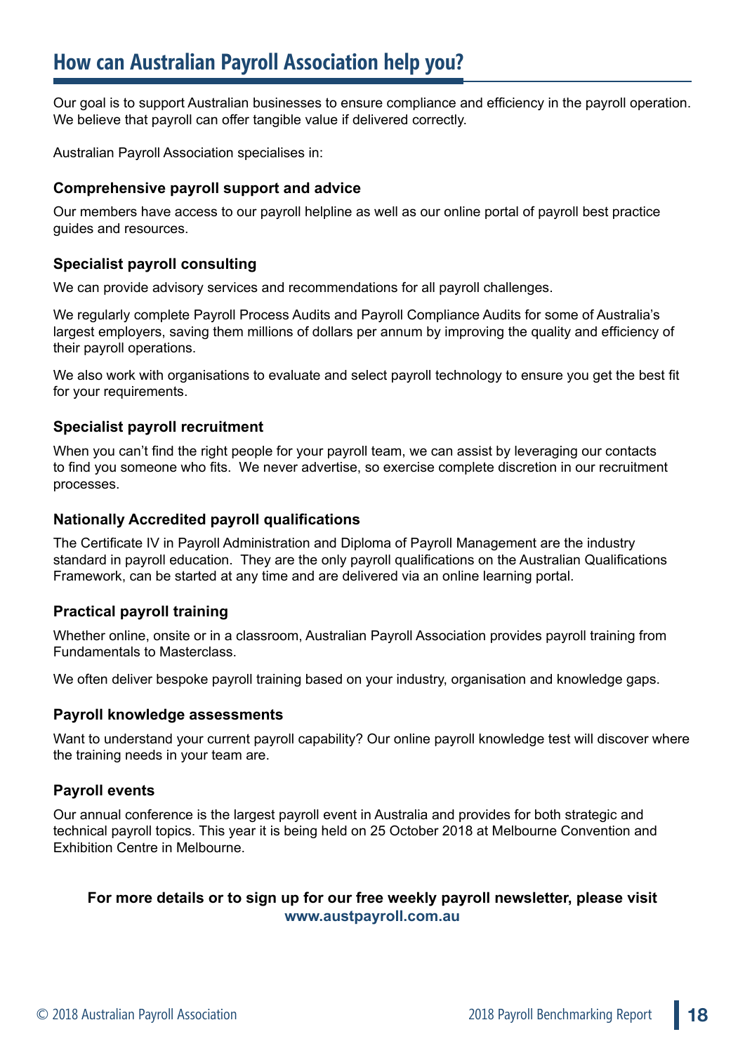## How can Australian Payroll Association help you?

Our goal is to support Australian businesses to ensure compliance and efficiency in the payroll operation. We believe that payroll can offer tangible value if delivered correctly.

Australian Payroll Association specialises in:

### Comprehensive payroll support and advice

Our members have access to our payroll helpline as well as our online portal of payroll best practice guides and resources.

### Specialist payroll consulting

We can provide advisory services and recommendations for all payroll challenges.

We regularly complete Payroll Process Audits and Payroll Compliance Audits for some of Australia's largest employers, saving them millions of dollars per annum by improving the quality and efficiency of their payroll operations.

We also work with organisations to evaluate and select payroll technology to ensure you get the best fit for your requirements.

### Specialist payroll recruitment

When you can't find the right people for your payroll team, we can assist by leveraging our contacts to find you someone who fits. We never advertise, so exercise complete discretion in our recruitment processes.

### Nationally Accredited payroll qualifications

The Certificate IV in Payroll Administration and Diploma of Payroll Management are the industry standard in payroll education. They are the only payroll qualifications on the Australian Qualifications Framework, can be started at any time and are delivered via an online learning portal.

### Practical payroll training

Whether online, onsite or in a classroom, Australian Payroll Association provides payroll training from Fundamentals to Masterclass.

We often deliver bespoke payroll training based on your industry, organisation and knowledge gaps.

### Payroll knowledge assessments

Want to understand your current payroll capability? Our online payroll knowledge test will discover where the training needs in your team are.

### Payroll events

Our annual conference is the largest payroll event in Australia and provides for both strategic and technical payroll topics. This year it is being held on 25 October 2018 at Melbourne Convention and Exhibition Centre in Melbourne.

**For more details or to sign up for our free weekly payroll newsletter, please visit www.austpayroll.com.au**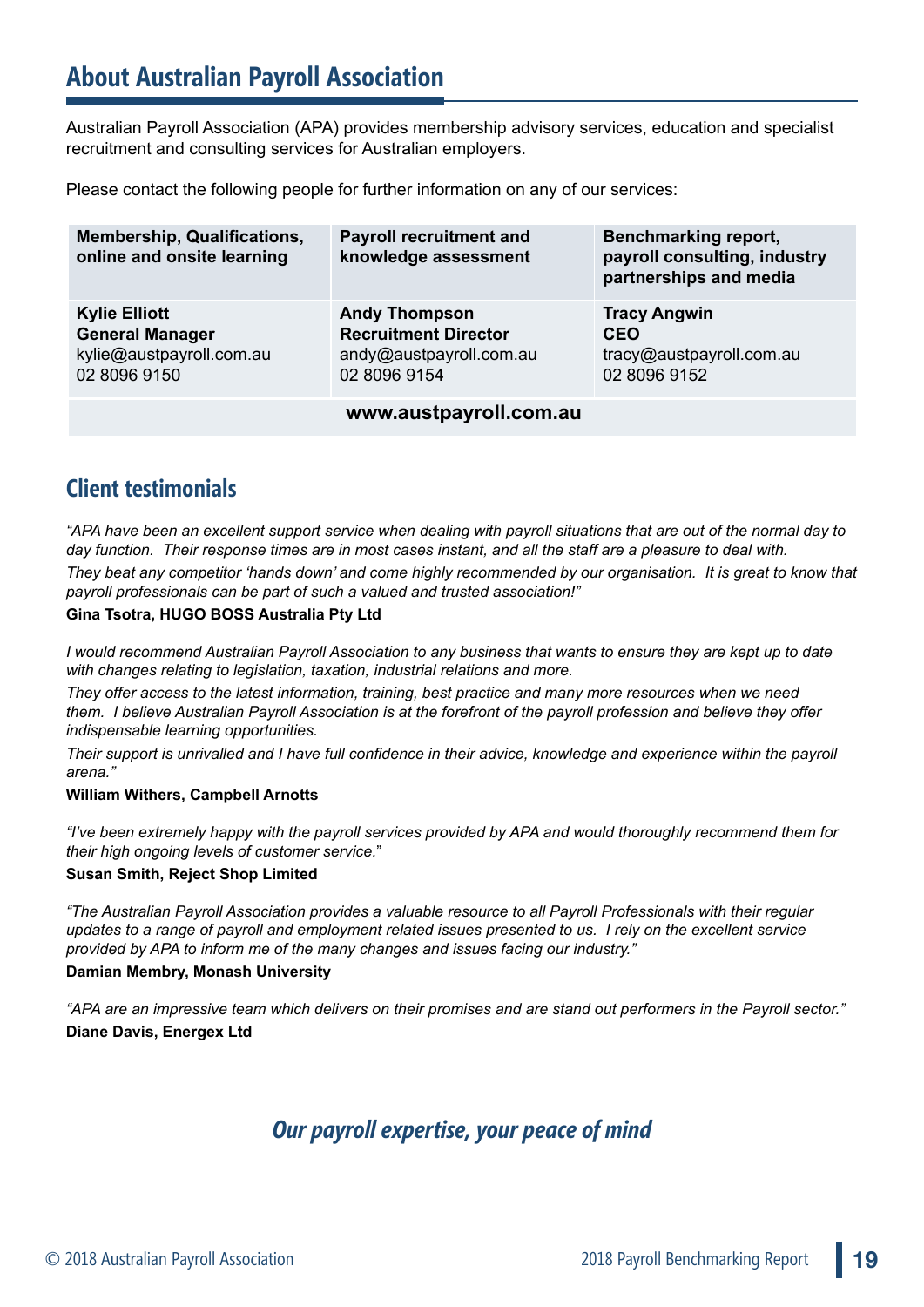## About Australian Payroll Association

Australian Payroll Association (APA) provides membership advisory services, education and specialist recruitment and consulting services for Australian employers.

Please contact the following people for further information on any of our services:

| Membership, Qualifications, online and onsite learning | Payroll recruitment and knowledge assessment | Benchmarking report, payroll consulting, industry partnerships and media |
|---|---|---|
| **Kylie Elliott**<br>**General Manager**<br>kylie@austpayroll.com.au<br>02 8096 9150 | **Andy Thompson**<br>**Recruitment Director**<br>andy@austpayroll.com.au<br>02 8096 9154 | **Tracy Angwin**<br>**CEO**<br>tracy@austpayroll.com.au<br>02 8096 9152 |
| **www.austpayroll.com.au** | | |

## Client testimonials

*"APA have been an excellent support service when dealing with payroll situations that are out of the normal day to day function. Their response times are in most cases instant, and all the staff are a pleasure to deal with.*

*They beat any competitor 'hands down' and come highly recommended by our organisation. It is great to know that payroll professionals can be part of such a valued and trusted association!"*

**Gina Tsotra, HUGO BOSS Australia Pty Ltd**

*I would recommend Australian Payroll Association to any business that wants to ensure they are kept up to date with changes relating to legislation, taxation, industrial relations and more.*

*They offer access to the latest information, training, best practice and many more resources when we need them. I believe Australian Payroll Association is at the forefront of the payroll profession and believe they offer indispensable learning opportunities.*

*Their support is unrivalled and I have full confidence in their advice, knowledge and experience within the payroll arena."*

**William Withers, Campbell Arnotts**

*"I've been extremely happy with the payroll services provided by APA and would thoroughly recommend them for their high ongoing levels of customer service.*"

**Susan Smith, Reject Shop Limited**

*"The Australian Payroll Association provides a valuable resource to all Payroll Professionals with their regular updates to a range of payroll and employment related issues presented to us. I rely on the excellent service provided by APA to inform me of the many changes and issues facing our industry."*

**Damian Membry, Monash University**

*"APA are an impressive team which delivers on their promises and are stand out performers in the Payroll sector."*

**Diane Davis, Energex Ltd**

***Our payroll expertise, your peace of mind***